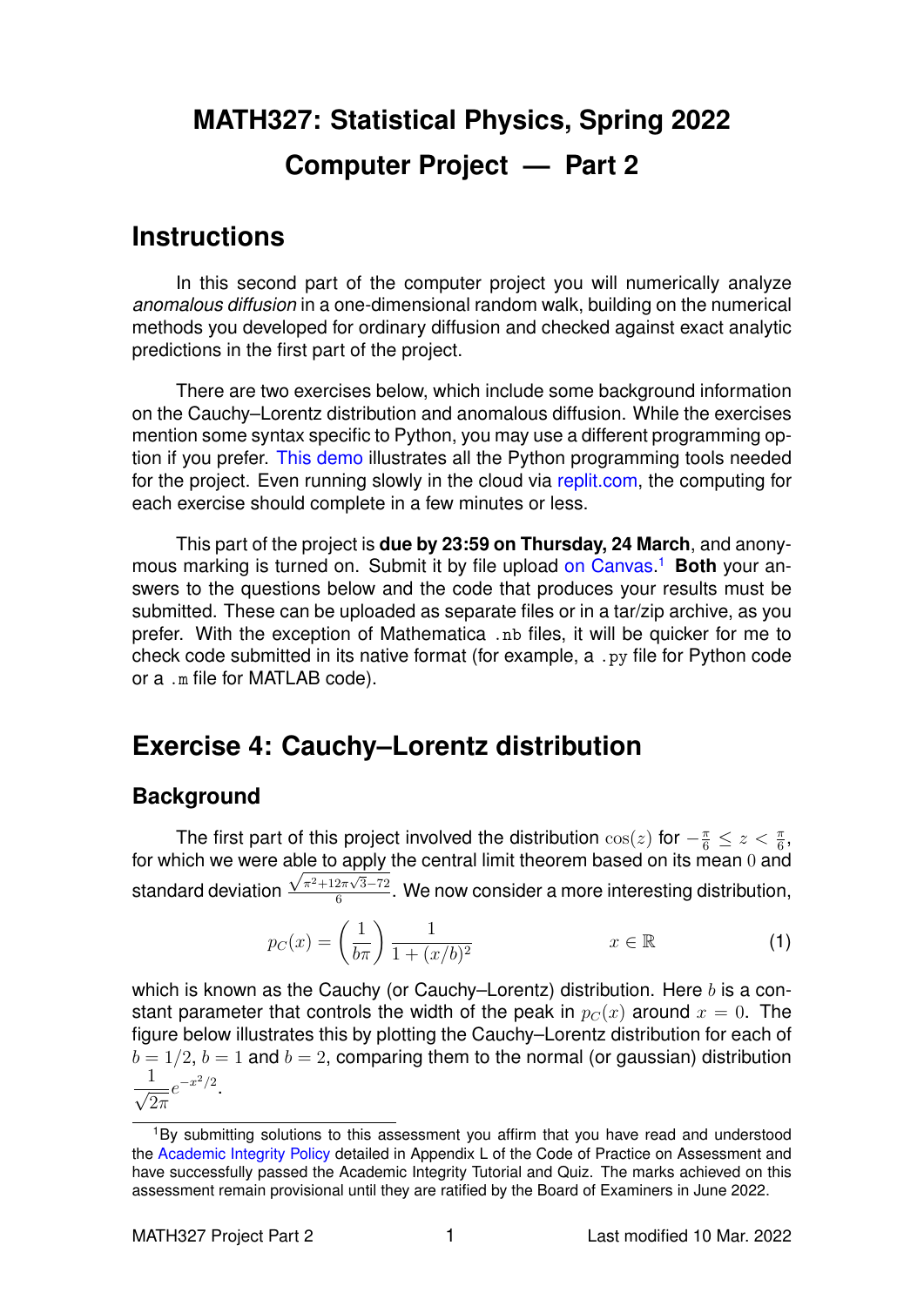# MATH327: Statistical Physics, Spring 2022

# Computer Project — Part 2

## Instructions

In this second part of the computer project you will numerically analyze *anomalous diffusion* in a one-dimensional random walk, building on the numerical methods you developed for ordinary diffusion and checked against exact analytic predictions in the first part of the project.

There are two exercises below, which include some background information on the Cauchy–Lorentz distribution and anomalous diffusion. While the exercises mention some syntax specific to Python, you may use a different programming option if you prefer. This demo illustrates all the Python programming tools needed for the project. Even running slowly in the cloud via replit.com, the computing for each exercise should complete in a few minutes or less.

This part of the project is **due by 23:59 on Thursday, 24 March**, and anonymous marking is turned on. Submit it by file upload on Canvas.[1] **Both** your answers to the questions below and the code that produces your results must be submitted. These can be uploaded as separate files or in a tar/zip archive, as you prefer. With the exception of Mathematica `.nb` files, it will be quicker for me to check code submitted in its native format (for example, a `.py` file for Python code or a `.m` file for MATLAB code).

## Exercise 4: Cauchy–Lorentz distribution

### Background

The first part of this project involved the distribution $\cos(z)$ for $-\frac{\pi}{6} \leq z < \frac{\pi}{6}$, for which we were able to apply the central limit theorem based on its mean $0$ and standard deviation $\frac{\sqrt{\pi^2+12\pi\sqrt{3}-72}}{6}$. We now consider a more interesting distribution,

$$p_C(x) = \left(\frac{1}{b\pi}\right)\frac{1}{1+(x/b)^2} \qquad\qquad x \in \mathbb{R} \tag{1}$$

which is known as the Cauchy (or Cauchy–Lorentz) distribution. Here $b$ is a constant parameter that controls the width of the peak in $p_C(x)$ around $x = 0$. The figure below illustrates this by plotting the Cauchy–Lorentz distribution for each of $b = 1/2$, $b = 1$ and $b = 2$, comparing them to the normal (or gaussian) distribution $\dfrac{1}{\sqrt{2\pi}}e^{-x^2/2}$.

[1] By submitting solutions to this assessment you affirm that you have read and understood the Academic Integrity Policy detailed in Appendix L of the Code of Practice on Assessment and have successfully passed the Academic Integrity Tutorial and Quiz. The marks achieved on this assessment remain provisional until they are ratified by the Board of Examiners in June 2022.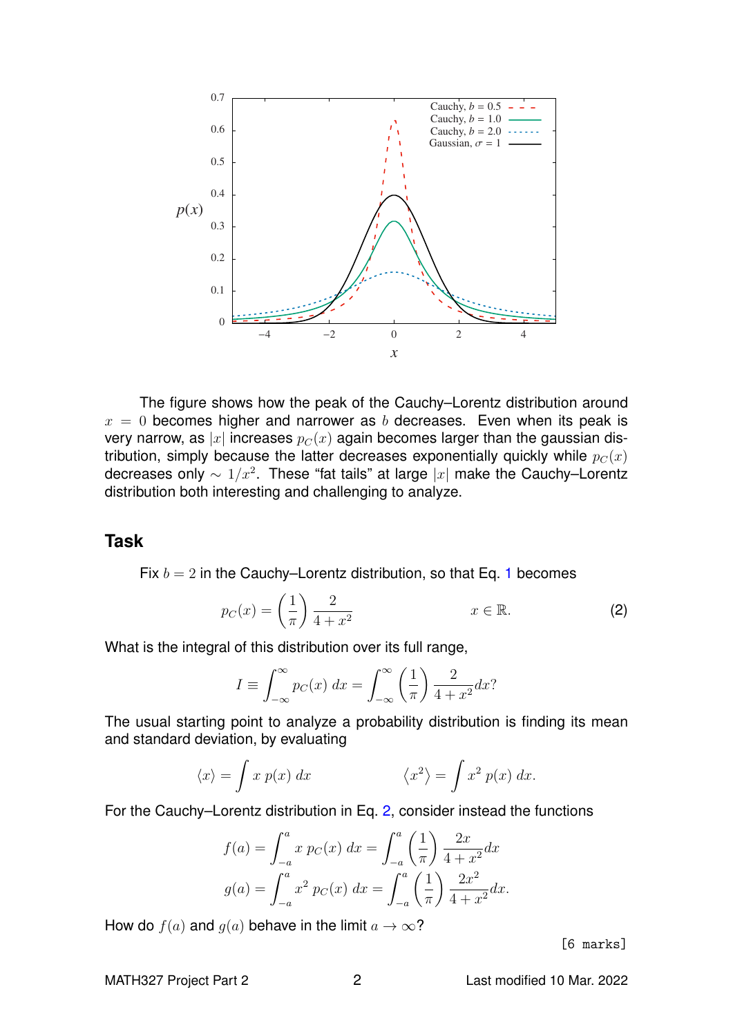0.7
0.6
0.5
0.4
0.3
0.2
0.1
0

$p(x)$

−4
−2
0
2
4

$x$

Cauchy, $b = 0.5$
Cauchy, $b = 1.0$
Cauchy, $b = 2.0$
Gaussian, $\sigma = 1$

The figure shows how the peak of the Cauchy–Lorentz distribution around $x = 0$ becomes higher and narrower as $b$ decreases. Even when its peak is very narrow, as $|x|$ increases $p_C(x)$ again becomes larger than the gaussian distribution, simply because the latter decreases exponentially quickly while $p_C(x)$ decreases only $\sim 1/x^2$. These "fat tails" at large $|x|$ make the Cauchy–Lorentz distribution both interesting and challenging to analyze.

## Task

Fix $b = 2$ in the Cauchy–Lorentz distribution, so that Eq. 1 becomes

$$p_C(x) = \left(\frac{1}{\pi}\right) \frac{2}{4 + x^2} \qquad\qquad x \in \mathbb{R}. \tag{2}$$

What is the integral of this distribution over its full range,

$$I \equiv \int_{-\infty}^{\infty} p_C(x)\, dx = \int_{-\infty}^{\infty} \left(\frac{1}{\pi}\right) \frac{2}{4 + x^2} dx?$$

The usual starting point to analyze a probability distribution is finding its mean and standard deviation, by evaluating

$$\langle x \rangle = \int x\, p(x)\, dx \qquad\qquad \langle x^2 \rangle = \int x^2\, p(x)\, dx.$$

For the Cauchy–Lorentz distribution in Eq. 2, consider instead the functions

$$f(a) = \int_{-a}^{a} x\, p_C(x)\, dx = \int_{-a}^{a} \left(\frac{1}{\pi}\right) \frac{2x}{4 + x^2} dx$$

$$g(a) = \int_{-a}^{a} x^2\, p_C(x)\, dx = \int_{-a}^{a} \left(\frac{1}{\pi}\right) \frac{2x^2}{4 + x^2} dx.$$

How do $f(a)$ and $g(a)$ behave in the limit $a \to \infty$?

`[6 marks]`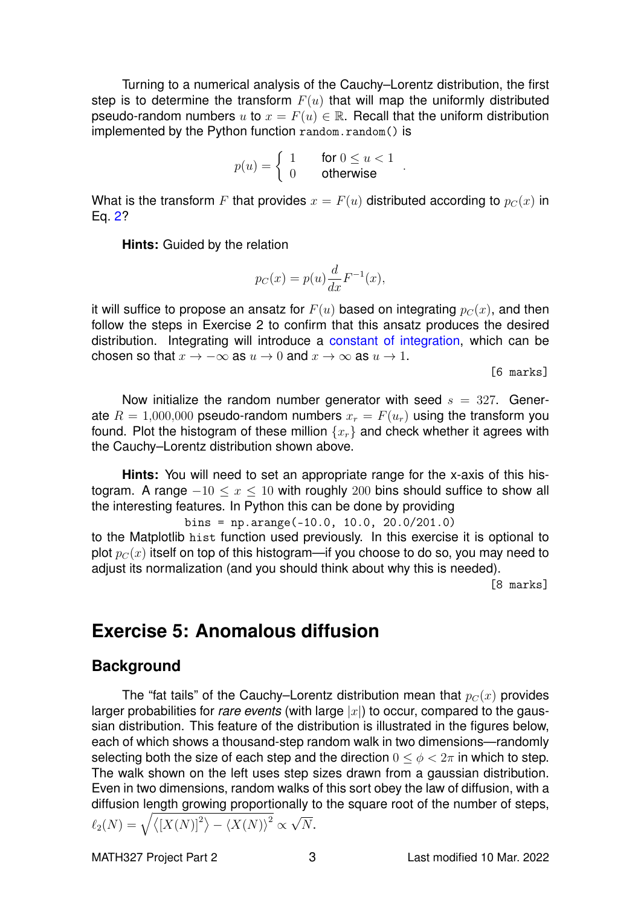Turning to a numerical analysis of the Cauchy–Lorentz distribution, the first step is to determine the transform $F(u)$ that will map the uniformly distributed pseudo-random numbers $u$ to $x = F(u) \in \mathbb{R}$. Recall that the uniform distribution implemented by the Python function `random.random()` is

$$p(u) = \left\{ \begin{array}{ll} 1 & \text{for } 0 \leq u < 1 \\ 0 & \text{otherwise} \end{array} \right. .$$

What is the transform $F$ that provides $x = F(u)$ distributed according to $p_C(x)$ in Eq. 2?

**Hints:** Guided by the relation

$$p_C(x) = p(u) \frac{d}{dx} F^{-1}(x),$$

it will suffice to propose an ansatz for $F(u)$ based on integrating $p_C(x)$, and then follow the steps in Exercise 2 to confirm that this ansatz produces the desired distribution. Integrating will introduce a constant of integration, which can be chosen so that $x \to -\infty$ as $u \to 0$ and $x \to \infty$ as $u \to 1$.

[6 marks]

Now initialize the random number generator with seed $s = 327$. Generate $R = 1{,}000{,}000$ pseudo-random numbers $x_r = F(u_r)$ using the transform you found. Plot the histogram of these million $\{x_r\}$ and check whether it agrees with the Cauchy–Lorentz distribution shown above.

**Hints:** You will need to set an appropriate range for the x-axis of this histogram. A range $-10 \leq x \leq 10$ with roughly $200$ bins should suffice to show all the interesting features. In Python this can be done by providing

```
bins = np.arange(-10.0, 10.0, 20.0/201.0)
```

to the Matplotlib `hist` function used previously. In this exercise it is optional to plot $p_C(x)$ itself on top of this histogram—if you choose to do so, you may need to adjust its normalization (and you should think about why this is needed).

[8 marks]

## Exercise 5: Anomalous diffusion

### Background

The "fat tails" of the Cauchy–Lorentz distribution mean that $p_C(x)$ provides larger probabilities for *rare events* (with large $|x|$) to occur, compared to the gaussian distribution. This feature of the distribution is illustrated in the figures below, each of which shows a thousand-step random walk in two dimensions—randomly selecting both the size of each step and the direction $0 \leq \phi < 2\pi$ in which to step. The walk shown on the left uses step sizes drawn from a gaussian distribution. Even in two dimensions, random walks of this sort obey the law of diffusion, with a diffusion length growing proportionally to the square root of the number of steps, $\ell_2(N) = \sqrt{\left\langle [X(N)]^2 \right\rangle - \left\langle X(N) \right\rangle^2} \propto \sqrt{N}$.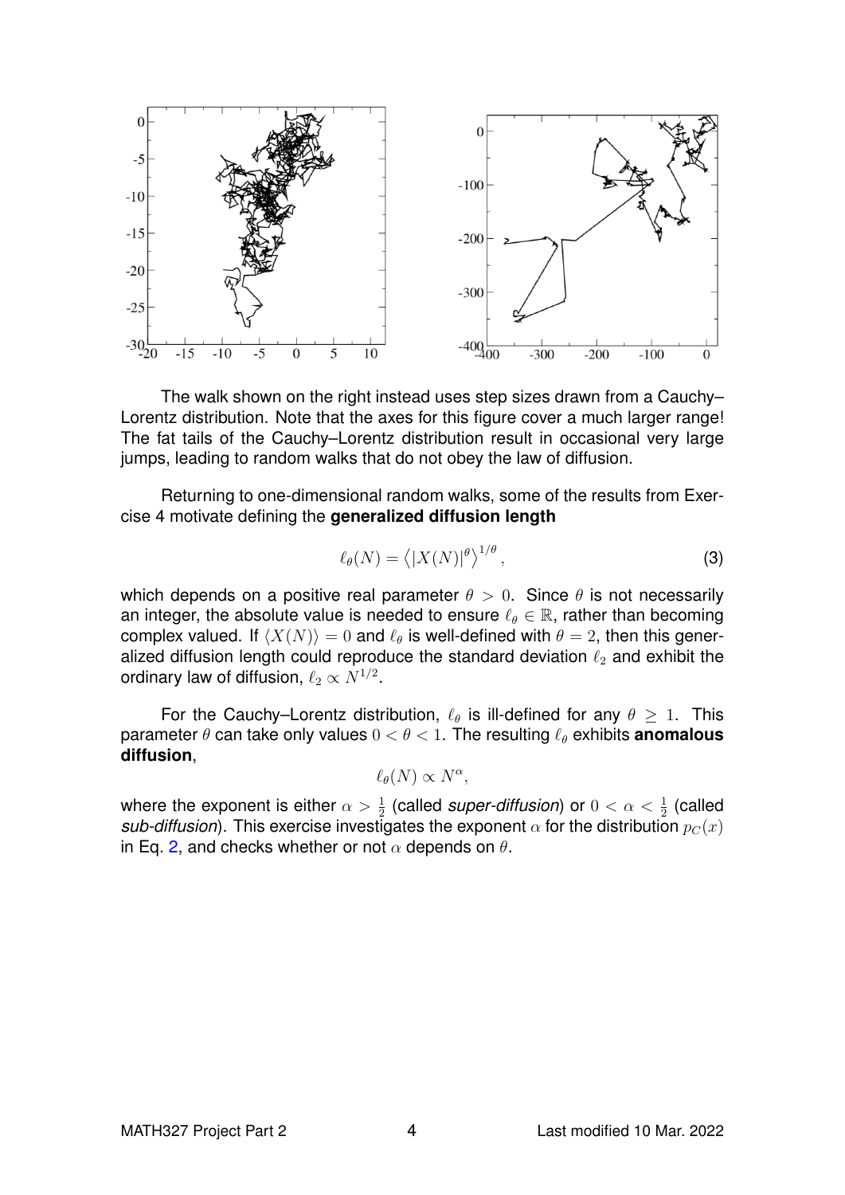The walk shown on the right instead uses step sizes drawn from a Cauchy–Lorentz distribution. Note that the axes for this figure cover a much larger range! The fat tails of the Cauchy–Lorentz distribution result in occasional very large jumps, leading to random walks that do not obey the law of diffusion.

Returning to one-dimensional random walks, some of the results from Exercise 4 motivate defining the **generalized diffusion length**

$$\ell_\theta(N) = \left\langle |X(N)|^\theta \right\rangle^{1/\theta}, \tag{3}$$

which depends on a positive real parameter $\theta > 0$. Since $\theta$ is not necessarily an integer, the absolute value is needed to ensure $\ell_\theta \in \mathbb{R}$, rather than becoming complex valued. If $\langle X(N) \rangle = 0$ and $\ell_\theta$ is well-defined with $\theta = 2$, then this generalized diffusion length could reproduce the standard deviation $\ell_2$ and exhibit the ordinary law of diffusion, $\ell_2 \propto N^{1/2}$.

For the Cauchy–Lorentz distribution, $\ell_\theta$ is ill-defined for any $\theta \geq 1$. This parameter $\theta$ can take only values $0 < \theta < 1$. The resulting $\ell_\theta$ exhibits **anomalous diffusion**,

$$\ell_\theta(N) \propto N^\alpha,$$

where the exponent is either $\alpha > \frac{1}{2}$ (called *super-diffusion*) or $0 < \alpha < \frac{1}{2}$ (called *sub-diffusion*). This exercise investigates the exponent $\alpha$ for the distribution $p_C(x)$ in Eq. 2, and checks whether or not $\alpha$ depends on $\theta$.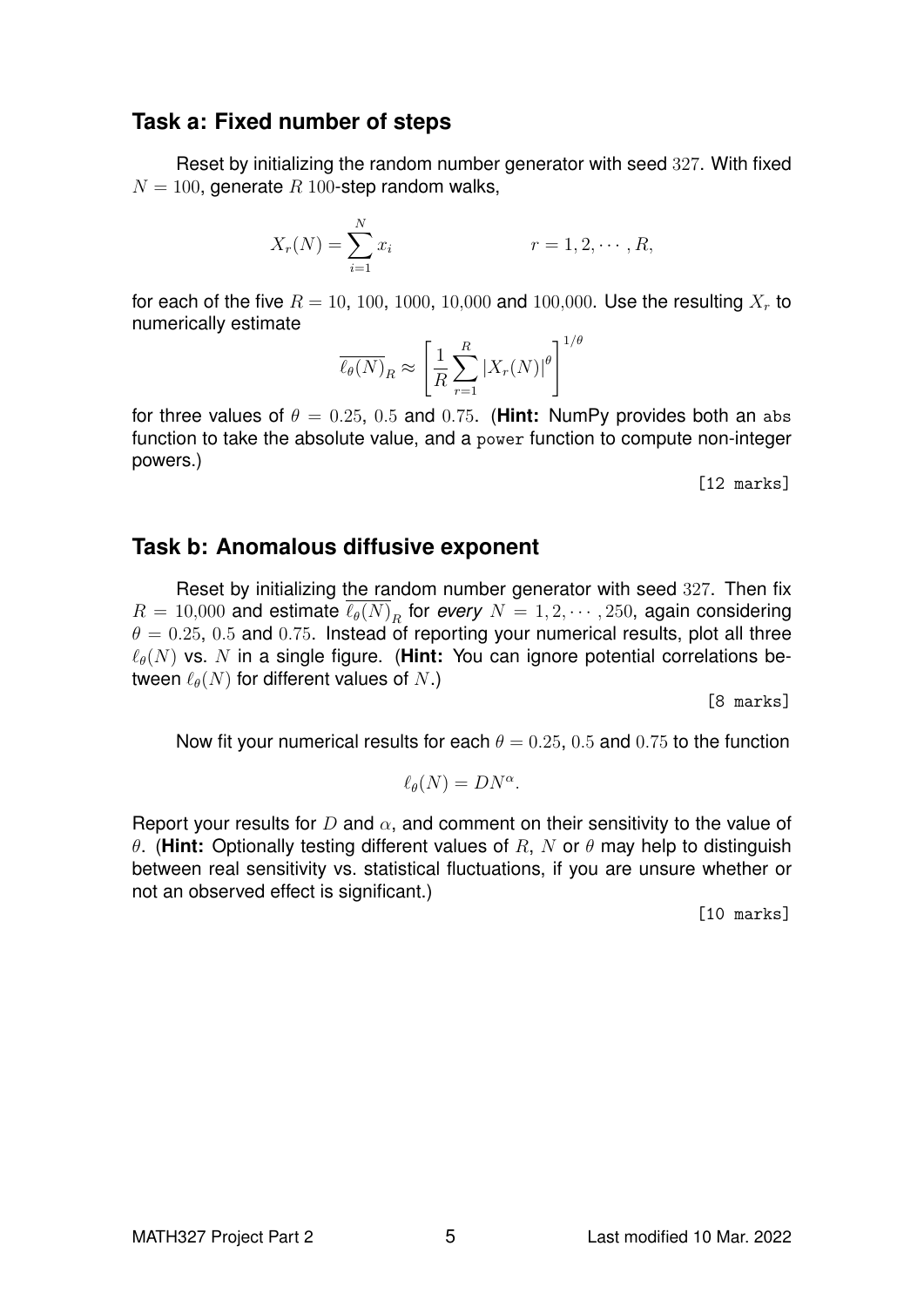## Task a: Fixed number of steps

Reset by initializing the random number generator with seed 327. With fixed $N = 100$, generate $R$ 100-step random walks,

$$X_r(N) = \sum_{i=1}^{N} x_i \qquad\qquad r = 1, 2, \cdots, R,$$

for each of the five $R = 10$, 100, 1000, 10,000 and 100,000. Use the resulting $X_r$ to numerically estimate

$$\overline{\ell_\theta(N)}_R \approx \left[\frac{1}{R}\sum_{r=1}^{R} |X_r(N)|^\theta\right]^{1/\theta}$$

for three values of $\theta = 0.25$, 0.5 and 0.75. (**Hint:** NumPy provides both an `abs` function to take the absolute value, and a `power` function to compute non-integer powers.)

[12 marks]

## Task b: Anomalous diffusive exponent

Reset by initializing the random number generator with seed 327. Then fix $R = 10{,}000$ and estimate $\overline{\ell_\theta(N)}_R$ for *every* $N = 1, 2, \cdots, 250$, again considering $\theta = 0.25$, 0.5 and 0.75. Instead of reporting your numerical results, plot all three $\ell_\theta(N)$ vs. $N$ in a single figure. (**Hint:** You can ignore potential correlations between $\ell_\theta(N)$ for different values of $N$.)

[8 marks]

Now fit your numerical results for each $\theta = 0.25$, 0.5 and 0.75 to the function

$$\ell_\theta(N) = DN^\alpha.$$

Report your results for $D$ and $\alpha$, and comment on their sensitivity to the value of $\theta$. (**Hint:** Optionally testing different values of $R$, $N$ or $\theta$ may help to distinguish between real sensitivity vs. statistical fluctuations, if you are unsure whether or not an observed effect is significant.)

[10 marks]